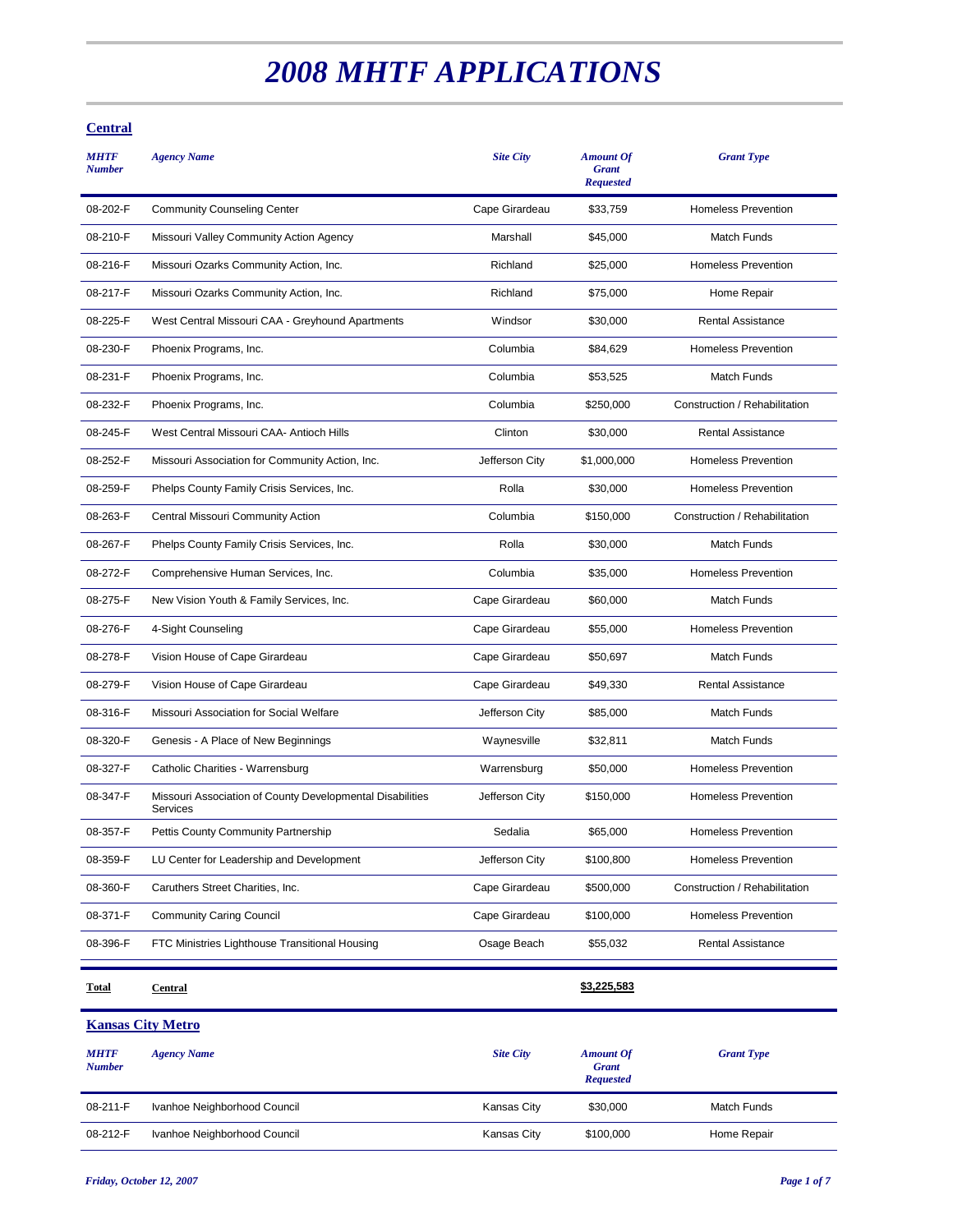# 2008 MHTF APPLICATIONS

## Central

| MHTF Number | Agency Name | Site City | Amount Of Grant Requested | Grant Type |
|---|---|---|---|---|
| 08-202-F | Community Counseling Center | Cape Girardeau | $33,759 | Homeless Prevention |
| 08-210-F | Missouri Valley Community Action Agency | Marshall | $45,000 | Match Funds |
| 08-216-F | Missouri Ozarks Community Action, Inc. | Richland | $25,000 | Homeless Prevention |
| 08-217-F | Missouri Ozarks Community Action, Inc. | Richland | $75,000 | Home Repair |
| 08-225-F | West Central Missouri CAA - Greyhound Apartments | Windsor | $30,000 | Rental Assistance |
| 08-230-F | Phoenix Programs, Inc. | Columbia | $84,629 | Homeless Prevention |
| 08-231-F | Phoenix Programs, Inc. | Columbia | $53,525 | Match Funds |
| 08-232-F | Phoenix Programs, Inc. | Columbia | $250,000 | Construction / Rehabilitation |
| 08-245-F | West Central Missouri CAA- Antioch Hills | Clinton | $30,000 | Rental Assistance |
| 08-252-F | Missouri Association for Community Action, Inc. | Jefferson City | $1,000,000 | Homeless Prevention |
| 08-259-F | Phelps County Family Crisis Services, Inc. | Rolla | $30,000 | Homeless Prevention |
| 08-263-F | Central Missouri Community Action | Columbia | $150,000 | Construction / Rehabilitation |
| 08-267-F | Phelps County Family Crisis Services, Inc. | Rolla | $30,000 | Match Funds |
| 08-272-F | Comprehensive Human Services, Inc. | Columbia | $35,000 | Homeless Prevention |
| 08-275-F | New Vision Youth & Family Services, Inc. | Cape Girardeau | $60,000 | Match Funds |
| 08-276-F | 4-Sight Counseling | Cape Girardeau | $55,000 | Homeless Prevention |
| 08-278-F | Vision House of Cape Girardeau | Cape Girardeau | $50,697 | Match Funds |
| 08-279-F | Vision House of Cape Girardeau | Cape Girardeau | $49,330 | Rental Assistance |
| 08-316-F | Missouri Association for Social Welfare | Jefferson City | $85,000 | Match Funds |
| 08-320-F | Genesis - A Place of New Beginnings | Waynesville | $32,811 | Match Funds |
| 08-327-F | Catholic Charities - Warrensburg | Warrensburg | $50,000 | Homeless Prevention |
| 08-347-F | Missouri Association of County Developmental Disabilities Services | Jefferson City | $150,000 | Homeless Prevention |
| 08-357-F | Pettis County Community Partnership | Sedalia | $65,000 | Homeless Prevention |
| 08-359-F | LU Center for Leadership and Development | Jefferson City | $100,800 | Homeless Prevention |
| 08-360-F | Caruthers Street Charities, Inc. | Cape Girardeau | $500,000 | Construction / Rehabilitation |
| 08-371-F | Community Caring Council | Cape Girardeau | $100,000 | Homeless Prevention |
| 08-396-F | FTC Ministries Lighthouse Transitional Housing | Osage Beach | $55,032 | Rental Assistance |
| **Total** | **Central** | | **$3,225,583** | |

## Kansas City Metro

| MHTF Number | Agency Name | Site City | Amount Of Grant Requested | Grant Type |
|---|---|---|---|---|
| 08-211-F | Ivanhoe Neighborhood Council | Kansas City | $30,000 | Match Funds |
| 08-212-F | Ivanhoe Neighborhood Council | Kansas City | $100,000 | Home Repair |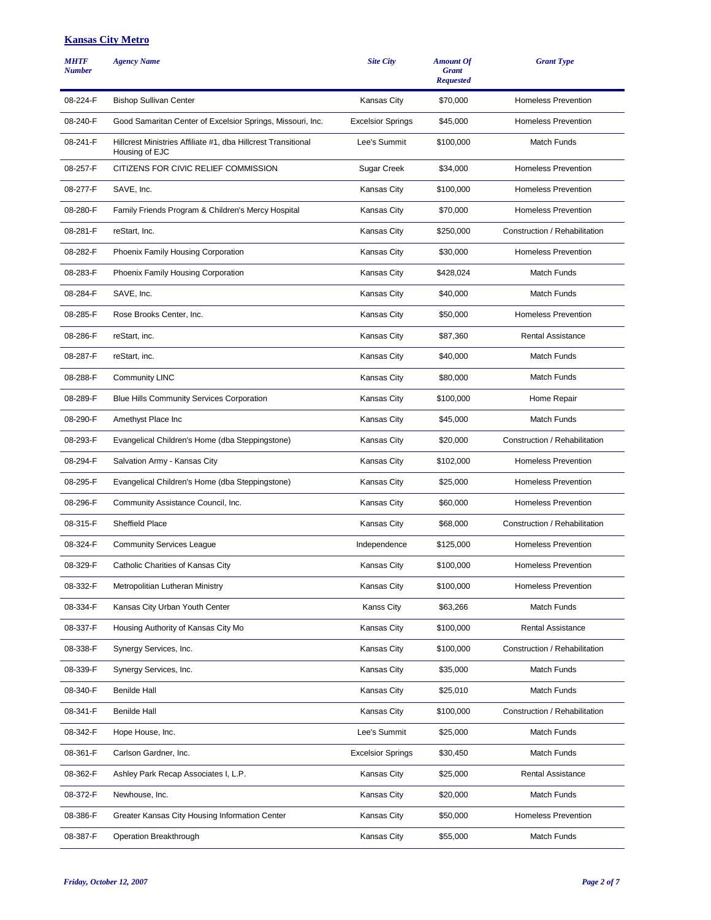## Kansas City Metro

| *MHTF Number* | *Agency Name* | *Site City* | *Amount Of Grant Requested* | *Grant Type* |
|---|---|---|---|---|
| 08-224-F | Bishop Sullivan Center | Kansas City | $70,000 | Homeless Prevention |
| 08-240-F | Good Samaritan Center of Excelsior Springs, Missouri, Inc. | Excelsior Springs | $45,000 | Homeless Prevention |
| 08-241-F | Hillcrest Ministries Affiliate #1, dba Hillcrest Transitional Housing of EJC | Lee's Summit | $100,000 | Match Funds |
| 08-257-F | CITIZENS FOR CIVIC RELIEF COMMISSION | Sugar Creek | $34,000 | Homeless Prevention |
| 08-277-F | SAVE, Inc. | Kansas City | $100,000 | Homeless Prevention |
| 08-280-F | Family Friends Program & Children's Mercy Hospital | Kansas City | $70,000 | Homeless Prevention |
| 08-281-F | reStart, Inc. | Kansas City | $250,000 | Construction / Rehabilitation |
| 08-282-F | Phoenix Family Housing Corporation | Kansas City | $30,000 | Homeless Prevention |
| 08-283-F | Phoenix Family Housing Corporation | Kansas City | $428,024 | Match Funds |
| 08-284-F | SAVE, Inc. | Kansas City | $40,000 | Match Funds |
| 08-285-F | Rose Brooks Center, Inc. | Kansas City | $50,000 | Homeless Prevention |
| 08-286-F | reStart, inc. | Kansas City | $87,360 | Rental Assistance |
| 08-287-F | reStart, inc. | Kansas City | $40,000 | Match Funds |
| 08-288-F | Community LINC | Kansas City | $80,000 | Match Funds |
| 08-289-F | Blue Hills Community Services Corporation | Kansas City | $100,000 | Home Repair |
| 08-290-F | Amethyst Place Inc | Kansas City | $45,000 | Match Funds |
| 08-293-F | Evangelical Children's Home (dba Steppingstone) | Kansas City | $20,000 | Construction / Rehabilitation |
| 08-294-F | Salvation Army - Kansas City | Kansas City | $102,000 | Homeless Prevention |
| 08-295-F | Evangelical Children's Home (dba Steppingstone) | Kansas City | $25,000 | Homeless Prevention |
| 08-296-F | Community Assistance Council, Inc. | Kansas City | $60,000 | Homeless Prevention |
| 08-315-F | Sheffield Place | Kansas City | $68,000 | Construction / Rehabilitation |
| 08-324-F | Community Services League | Independence | $125,000 | Homeless Prevention |
| 08-329-F | Catholic Charities of Kansas City | Kansas City | $100,000 | Homeless Prevention |
| 08-332-F | Metropolitan Lutheran Ministry | Kansas City | $100,000 | Homeless Prevention |
| 08-334-F | Kansas City Urban Youth Center | Kanss City | $63,266 | Match Funds |
| 08-337-F | Housing Authority of Kansas City Mo | Kansas City | $100,000 | Rental Assistance |
| 08-338-F | Synergy Services, Inc. | Kansas City | $100,000 | Construction / Rehabilitation |
| 08-339-F | Synergy Services, Inc. | Kansas City | $35,000 | Match Funds |
| 08-340-F | Benilde Hall | Kansas City | $25,010 | Match Funds |
| 08-341-F | Benilde Hall | Kansas City | $100,000 | Construction / Rehabilitation |
| 08-342-F | Hope House, Inc. | Lee's Summit | $25,000 | Match Funds |
| 08-361-F | Carlson Gardner, Inc. | Excelsior Springs | $30,450 | Match Funds |
| 08-362-F | Ashley Park Recap Associates I, L.P. | Kansas City | $25,000 | Rental Assistance |
| 08-372-F | Newhouse, Inc. | Kansas City | $20,000 | Match Funds |
| 08-386-F | Greater Kansas City Housing Information Center | Kansas City | $50,000 | Homeless Prevention |
| 08-387-F | Operation Breakthrough | Kansas City | $55,000 | Match Funds |

*Friday, October 12, 2007*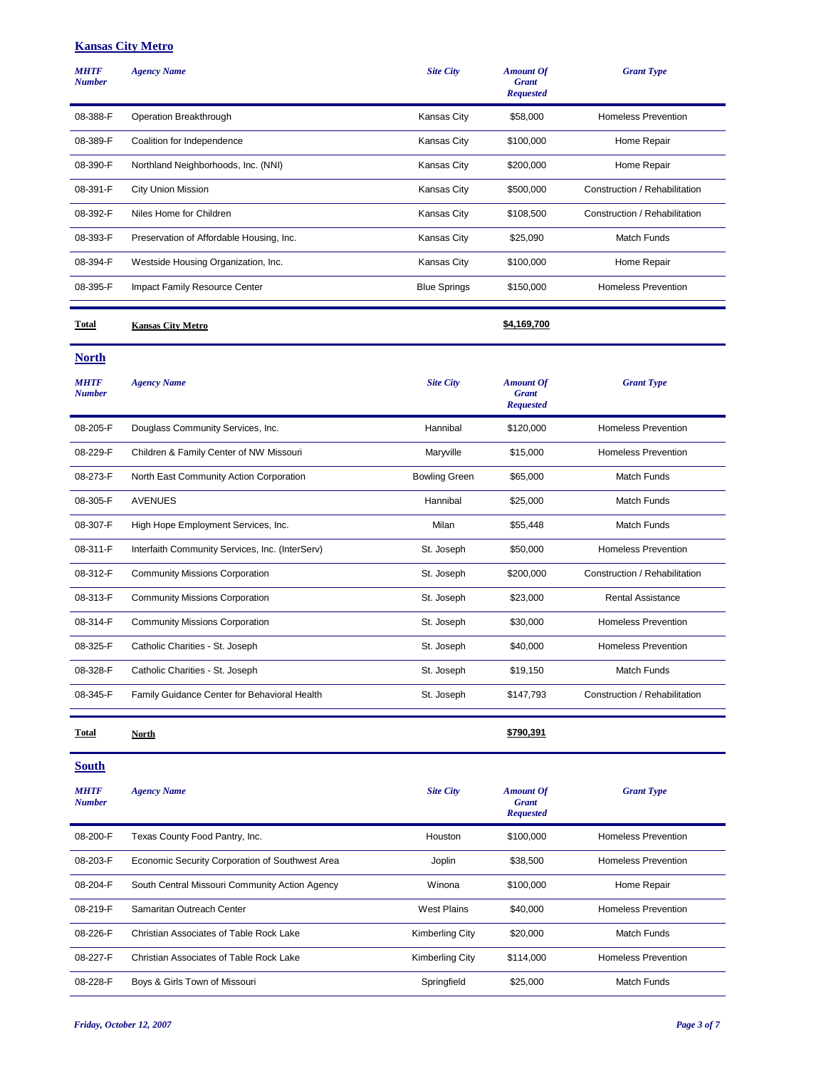## Kansas City Metro

| MHTF Number | Agency Name | Site City | Amount Of Grant Requested | Grant Type |
|---|---|---|---|---|
| 08-388-F | Operation Breakthrough | Kansas City | $58,000 | Homeless Prevention |
| 08-389-F | Coalition for Independence | Kansas City | $100,000 | Home Repair |
| 08-390-F | Northland Neighborhoods, Inc. (NNI) | Kansas City | $200,000 | Home Repair |
| 08-391-F | City Union Mission | Kansas City | $500,000 | Construction / Rehabilitation |
| 08-392-F | Niles Home for Children | Kansas City | $108,500 | Construction / Rehabilitation |
| 08-393-F | Preservation of Affordable Housing, Inc. | Kansas City | $25,090 | Match Funds |
| 08-394-F | Westside Housing Organization, Inc. | Kansas City | $100,000 | Home Repair |
| 08-395-F | Impact Family Resource Center | Blue Springs | $150,000 | Homeless Prevention |
| **Total** | **Kansas City Metro** | | **$4,169,700** | |

## North

| MHTF Number | Agency Name | Site City | Amount Of Grant Requested | Grant Type |
|---|---|---|---|---|
| 08-205-F | Douglass Community Services, Inc. | Hannibal | $120,000 | Homeless Prevention |
| 08-229-F | Children & Family Center of NW Missouri | Maryville | $15,000 | Homeless Prevention |
| 08-273-F | North East Community Action Corporation | Bowling Green | $65,000 | Match Funds |
| 08-305-F | AVENUES | Hannibal | $25,000 | Match Funds |
| 08-307-F | High Hope Employment Services, Inc. | Milan | $55,448 | Match Funds |
| 08-311-F | Interfaith Community Services, Inc. (InterServ) | St. Joseph | $50,000 | Homeless Prevention |
| 08-312-F | Community Missions Corporation | St. Joseph | $200,000 | Construction / Rehabilitation |
| 08-313-F | Community Missions Corporation | St. Joseph | $23,000 | Rental Assistance |
| 08-314-F | Community Missions Corporation | St. Joseph | $30,000 | Homeless Prevention |
| 08-325-F | Catholic Charities - St. Joseph | St. Joseph | $40,000 | Homeless Prevention |
| 08-328-F | Catholic Charities - St. Joseph | St. Joseph | $19,150 | Match Funds |
| 08-345-F | Family Guidance Center for Behavioral Health | St. Joseph | $147,793 | Construction / Rehabilitation |
| **Total** | **North** | | **$790,391** | |

## South

| MHTF Number | Agency Name | Site City | Amount Of Grant Requested | Grant Type |
|---|---|---|---|---|
| 08-200-F | Texas County Food Pantry, Inc. | Houston | $100,000 | Homeless Prevention |
| 08-203-F | Economic Security Corporation of Southwest Area | Joplin | $38,500 | Homeless Prevention |
| 08-204-F | South Central Missouri Community Action Agency | Winona | $100,000 | Home Repair |
| 08-219-F | Samaritan Outreach Center | West Plains | $40,000 | Homeless Prevention |
| 08-226-F | Christian Associates of Table Rock Lake | Kimberling City | $20,000 | Match Funds |
| 08-227-F | Christian Associates of Table Rock Lake | Kimberling City | $114,000 | Homeless Prevention |
| 08-228-F | Boys & Girls Town of Missouri | Springfield | $25,000 | Match Funds |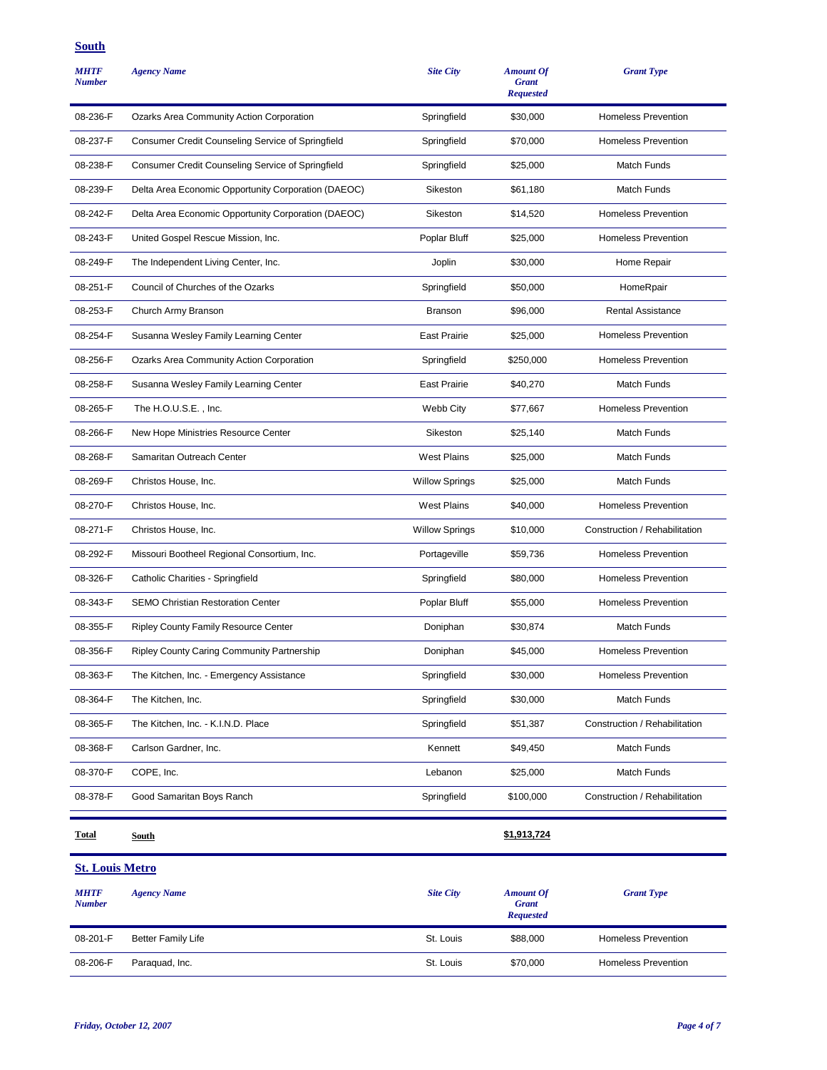## South

| MHTF Number | Agency Name | Site City | Amount Of Grant Requested | Grant Type |
|---|---|---|---|---|
| 08-236-F | Ozarks Area Community Action Corporation | Springfield | $30,000 | Homeless Prevention |
| 08-237-F | Consumer Credit Counseling Service of Springfield | Springfield | $70,000 | Homeless Prevention |
| 08-238-F | Consumer Credit Counseling Service of Springfield | Springfield | $25,000 | Match Funds |
| 08-239-F | Delta Area Economic Opportunity Corporation (DAEOC) | Sikeston | $61,180 | Match Funds |
| 08-242-F | Delta Area Economic Opportunity Corporation (DAEOC) | Sikeston | $14,520 | Homeless Prevention |
| 08-243-F | United Gospel Rescue Mission, Inc. | Poplar Bluff | $25,000 | Homeless Prevention |
| 08-249-F | The Independent Living Center, Inc. | Joplin | $30,000 | Home Repair |
| 08-251-F | Council of Churches of the Ozarks | Springfield | $50,000 | HomeRpair |
| 08-253-F | Church Army Branson | Branson | $96,000 | Rental Assistance |
| 08-254-F | Susanna Wesley Family Learning Center | East Prairie | $25,000 | Homeless Prevention |
| 08-256-F | Ozarks Area Community Action Corporation | Springfield | $250,000 | Homeless Prevention |
| 08-258-F | Susanna Wesley Family Learning Center | East Prairie | $40,270 | Match Funds |
| 08-265-F | The H.O.U.S.E. , Inc. | Webb City | $77,667 | Homeless Prevention |
| 08-266-F | New Hope Ministries Resource Center | Sikeston | $25,140 | Match Funds |
| 08-268-F | Samaritan Outreach Center | West Plains | $25,000 | Match Funds |
| 08-269-F | Christos House, Inc. | Willow Springs | $25,000 | Match Funds |
| 08-270-F | Christos House, Inc. | West Plains | $40,000 | Homeless Prevention |
| 08-271-F | Christos House, Inc. | Willow Springs | $10,000 | Construction / Rehabilitation |
| 08-292-F | Missouri Bootheel Regional Consortium, Inc. | Portageville | $59,736 | Homeless Prevention |
| 08-326-F | Catholic Charities - Springfield | Springfield | $80,000 | Homeless Prevention |
| 08-343-F | SEMO Christian Restoration Center | Poplar Bluff | $55,000 | Homeless Prevention |
| 08-355-F | Ripley County Family Resource Center | Doniphan | $30,874 | Match Funds |
| 08-356-F | Ripley County Caring Community Partnership | Doniphan | $45,000 | Homeless Prevention |
| 08-363-F | The Kitchen, Inc. - Emergency Assistance | Springfield | $30,000 | Homeless Prevention |
| 08-364-F | The Kitchen, Inc. | Springfield | $30,000 | Match Funds |
| 08-365-F | The Kitchen, Inc. - K.I.N.D. Place | Springfield | $51,387 | Construction / Rehabilitation |
| 08-368-F | Carlson Gardner, Inc. | Kennett | $49,450 | Match Funds |
| 08-370-F | COPE, Inc. | Lebanon | $25,000 | Match Funds |
| 08-378-F | Good Samaritan Boys Ranch | Springfield | $100,000 | Construction / Rehabilitation |
| **Total** | **South** | | **$1,913,724** | |

## St. Louis Metro

| MHTF Number | Agency Name | Site City | Amount Of Grant Requested | Grant Type |
|---|---|---|---|---|
| 08-201-F | Better Family Life | St. Louis | $88,000 | Homeless Prevention |
| 08-206-F | Paraquad, Inc. | St. Louis | $70,000 | Homeless Prevention |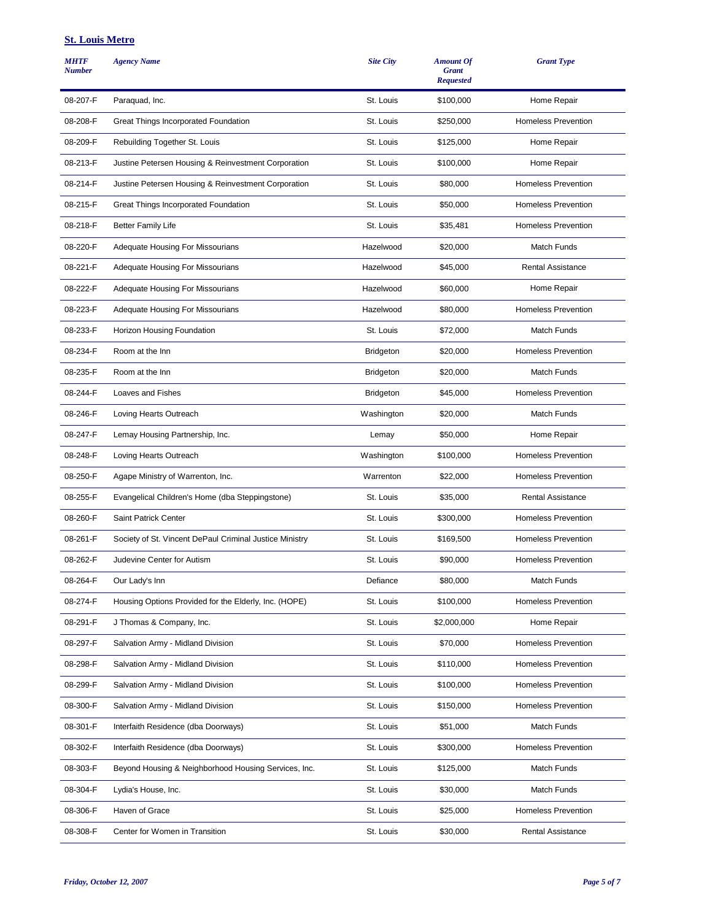## St. Louis Metro

| MHTF Number | Agency Name | Site City | Amount Of Grant Requested | Grant Type |
|---|---|---|---|---|
| 08-207-F | Paraquad, Inc. | St. Louis | $100,000 | Home Repair |
| 08-208-F | Great Things Incorporated Foundation | St. Louis | $250,000 | Homeless Prevention |
| 08-209-F | Rebuilding Together St. Louis | St. Louis | $125,000 | Home Repair |
| 08-213-F | Justine Petersen Housing & Reinvestment Corporation | St. Louis | $100,000 | Home Repair |
| 08-214-F | Justine Petersen Housing & Reinvestment Corporation | St. Louis | $80,000 | Homeless Prevention |
| 08-215-F | Great Things Incorporated Foundation | St. Louis | $50,000 | Homeless Prevention |
| 08-218-F | Better Family Life | St. Louis | $35,481 | Homeless Prevention |
| 08-220-F | Adequate Housing For Missourians | Hazelwood | $20,000 | Match Funds |
| 08-221-F | Adequate Housing For Missourians | Hazelwood | $45,000 | Rental Assistance |
| 08-222-F | Adequate Housing For Missourians | Hazelwood | $60,000 | Home Repair |
| 08-223-F | Adequate Housing For Missourians | Hazelwood | $80,000 | Homeless Prevention |
| 08-233-F | Horizon Housing Foundation | St. Louis | $72,000 | Match Funds |
| 08-234-F | Room at the Inn | Bridgeton | $20,000 | Homeless Prevention |
| 08-235-F | Room at the Inn | Bridgeton | $20,000 | Match Funds |
| 08-244-F | Loaves and Fishes | Bridgeton | $45,000 | Homeless Prevention |
| 08-246-F | Loving Hearts Outreach | Washington | $20,000 | Match Funds |
| 08-247-F | Lemay Housing Partnership, Inc. | Lemay | $50,000 | Home Repair |
| 08-248-F | Loving Hearts Outreach | Washington | $100,000 | Homeless Prevention |
| 08-250-F | Agape Ministry of Warrenton, Inc. | Warrenton | $22,000 | Homeless Prevention |
| 08-255-F | Evangelical Children's Home (dba Steppingstone) | St. Louis | $35,000 | Rental Assistance |
| 08-260-F | Saint Patrick Center | St. Louis | $300,000 | Homeless Prevention |
| 08-261-F | Society of St. Vincent DePaul Criminal Justice Ministry | St. Louis | $169,500 | Homeless Prevention |
| 08-262-F | Judevine Center for Autism | St. Louis | $90,000 | Homeless Prevention |
| 08-264-F | Our Lady's Inn | Defiance | $80,000 | Match Funds |
| 08-274-F | Housing Options Provided for the Elderly, Inc. (HOPE) | St. Louis | $100,000 | Homeless Prevention |
| 08-291-F | J Thomas & Company, Inc. | St. Louis | $2,000,000 | Home Repair |
| 08-297-F | Salvation Army - Midland Division | St. Louis | $70,000 | Homeless Prevention |
| 08-298-F | Salvation Army - Midland Division | St. Louis | $110,000 | Homeless Prevention |
| 08-299-F | Salvation Army - Midland Division | St. Louis | $100,000 | Homeless Prevention |
| 08-300-F | Salvation Army - Midland Division | St. Louis | $150,000 | Homeless Prevention |
| 08-301-F | Interfaith Residence (dba Doorways) | St. Louis | $51,000 | Match Funds |
| 08-302-F | Interfaith Residence (dba Doorways) | St. Louis | $300,000 | Homeless Prevention |
| 08-303-F | Beyond Housing & Neighborhood Housing Services, Inc. | St. Louis | $125,000 | Match Funds |
| 08-304-F | Lydia's House, Inc. | St. Louis | $30,000 | Match Funds |
| 08-306-F | Haven of Grace | St. Louis | $25,000 | Homeless Prevention |
| 08-308-F | Center for Women in Transition | St. Louis | $30,000 | Rental Assistance |

*Friday, October 12, 2007*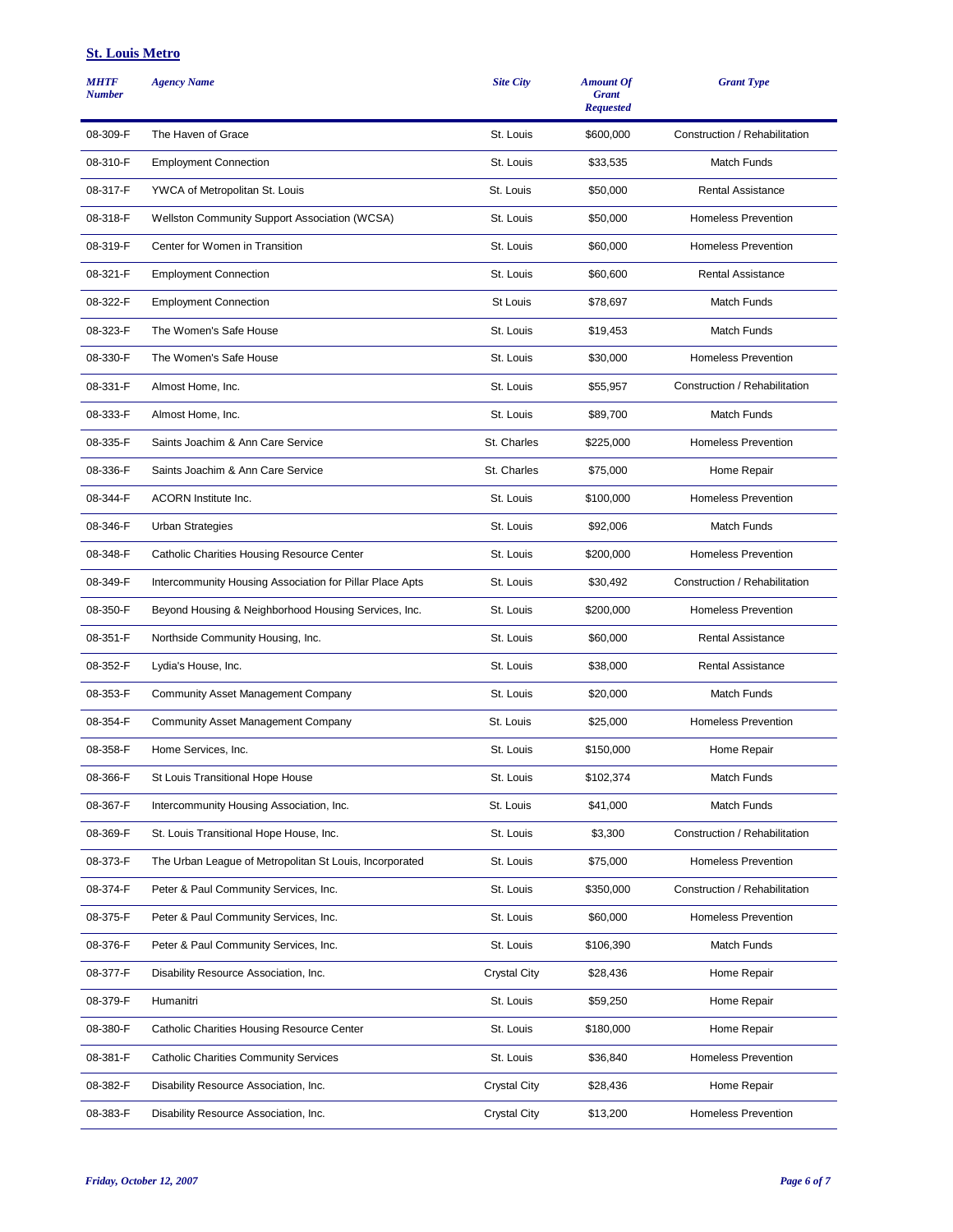## St. Louis Metro

| MHTF Number | Agency Name | Site City | Amount Of Grant Requested | Grant Type |
|---|---|---|---|---|
| 08-309-F | The Haven of Grace | St. Louis | $600,000 | Construction / Rehabilitation |
| 08-310-F | Employment Connection | St. Louis | $33,535 | Match Funds |
| 08-317-F | YWCA of Metropolitan St. Louis | St. Louis | $50,000 | Rental Assistance |
| 08-318-F | Wellston Community Support Association (WCSA) | St. Louis | $50,000 | Homeless Prevention |
| 08-319-F | Center for Women in Transition | St. Louis | $60,000 | Homeless Prevention |
| 08-321-F | Employment Connection | St. Louis | $60,600 | Rental Assistance |
| 08-322-F | Employment Connection | St Louis | $78,697 | Match Funds |
| 08-323-F | The Women's Safe House | St. Louis | $19,453 | Match Funds |
| 08-330-F | The Women's Safe House | St. Louis | $30,000 | Homeless Prevention |
| 08-331-F | Almost Home, Inc. | St. Louis | $55,957 | Construction / Rehabilitation |
| 08-333-F | Almost Home, Inc. | St. Louis | $89,700 | Match Funds |
| 08-335-F | Saints Joachim & Ann Care Service | St. Charles | $225,000 | Homeless Prevention |
| 08-336-F | Saints Joachim & Ann Care Service | St. Charles | $75,000 | Home Repair |
| 08-344-F | ACORN Institute Inc. | St. Louis | $100,000 | Homeless Prevention |
| 08-346-F | Urban Strategies | St. Louis | $92,006 | Match Funds |
| 08-348-F | Catholic Charities Housing Resource Center | St. Louis | $200,000 | Homeless Prevention |
| 08-349-F | Intercommunity Housing Association for Pillar Place Apts | St. Louis | $30,492 | Construction / Rehabilitation |
| 08-350-F | Beyond Housing & Neighborhood Housing Services, Inc. | St. Louis | $200,000 | Homeless Prevention |
| 08-351-F | Northside Community Housing, Inc. | St. Louis | $60,000 | Rental Assistance |
| 08-352-F | Lydia's House, Inc. | St. Louis | $38,000 | Rental Assistance |
| 08-353-F | Community Asset Management Company | St. Louis | $20,000 | Match Funds |
| 08-354-F | Community Asset Management Company | St. Louis | $25,000 | Homeless Prevention |
| 08-358-F | Home Services, Inc. | St. Louis | $150,000 | Home Repair |
| 08-366-F | St Louis Transitional Hope House | St. Louis | $102,374 | Match Funds |
| 08-367-F | Intercommunity Housing Association, Inc. | St. Louis | $41,000 | Match Funds |
| 08-369-F | St. Louis Transitional Hope House, Inc. | St. Louis | $3,300 | Construction / Rehabilitation |
| 08-373-F | The Urban League of Metropolitan St Louis, Incorporated | St. Louis | $75,000 | Homeless Prevention |
| 08-374-F | Peter & Paul Community Services, Inc. | St. Louis | $350,000 | Construction / Rehabilitation |
| 08-375-F | Peter & Paul Community Services, Inc. | St. Louis | $60,000 | Homeless Prevention |
| 08-376-F | Peter & Paul Community Services, Inc. | St. Louis | $106,390 | Match Funds |
| 08-377-F | Disability Resource Association, Inc. | Crystal City | $28,436 | Home Repair |
| 08-379-F | Humanitri | St. Louis | $59,250 | Home Repair |
| 08-380-F | Catholic Charities Housing Resource Center | St. Louis | $180,000 | Home Repair |
| 08-381-F | Catholic Charities Community Services | St. Louis | $36,840 | Homeless Prevention |
| 08-382-F | Disability Resource Association, Inc. | Crystal City | $28,436 | Home Repair |
| 08-383-F | Disability Resource Association, Inc. | Crystal City | $13,200 | Homeless Prevention |

*Friday, October 12, 2007*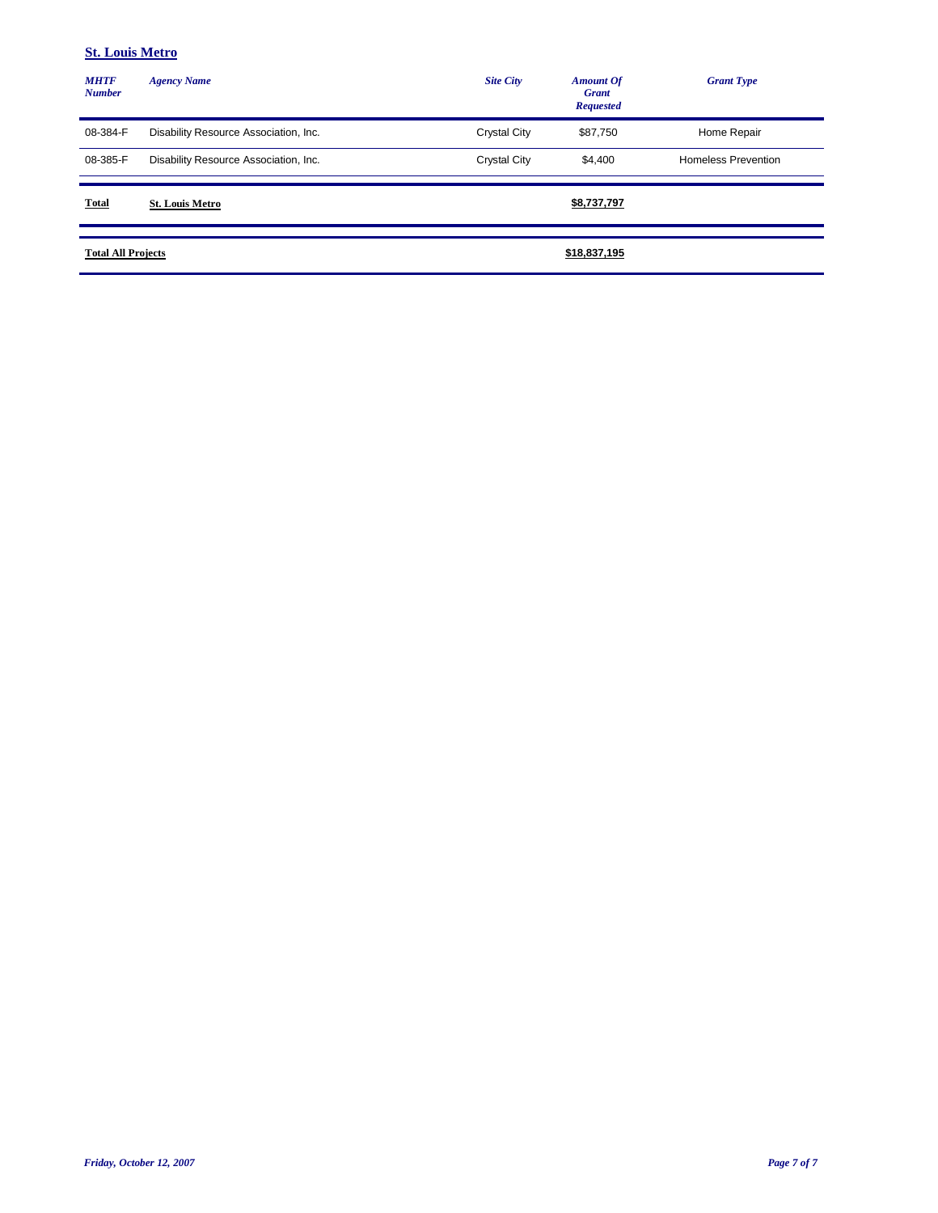## St. Louis Metro

| MHTF Number | Agency Name | Site City | Amount Of Grant Requested | Grant Type |
|---|---|---|---|---|
| 08-384-F | Disability Resource Association, Inc. | Crystal City | $87,750 | Home Repair |
| 08-385-F | Disability Resource Association, Inc. | Crystal City | $4,400 | Homeless Prevention |
| **Total** | **St. Louis Metro** | | **$8,737,797** | |
| **Total All Projects** | | | **$18,837,195** | |

*Friday, October 12, 2007*